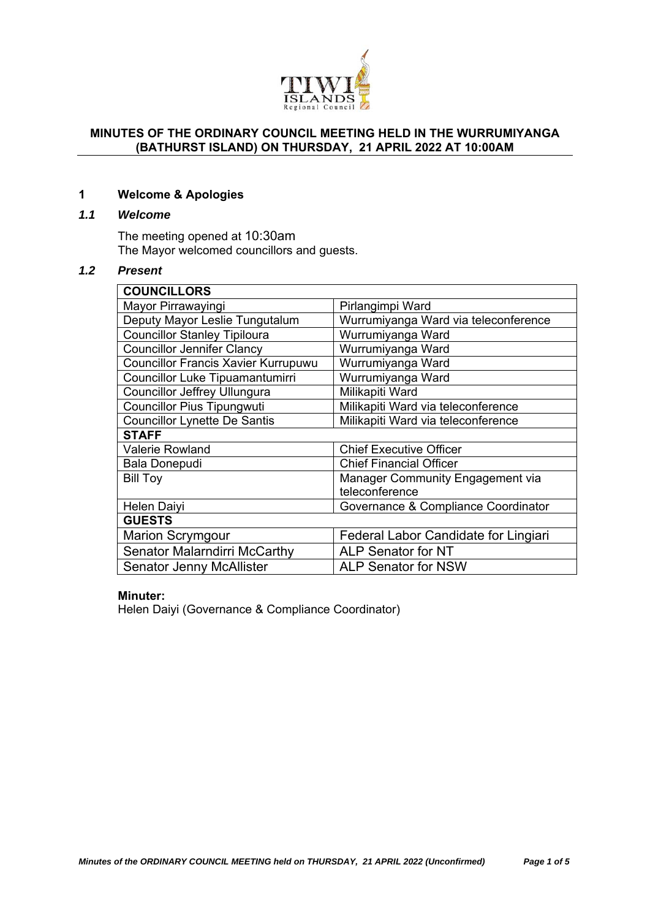# MINUTES OF THE ORDINARY COUNCIL MEETING HELD IN THE WURRUMIYANGA (BATHURST ISLAND) ON THURSDAY, 21 APRIL 2022 AT 10:00AM

## 1 Welcome & Apologies

### *1.1 Welcome*

The meeting opened at 10:30am
The Mayor welcomed councillors and guests.

### *1.2 Present*

| **COUNCILLORS** | |
|---|---|
| Mayor Pirrawayingi | Pirlangimpi Ward |
| Deputy Mayor Leslie Tungutalum | Wurrumiyanga Ward via teleconference |
| Councillor Stanley Tipiloura | Wurrumiyanga Ward |
| Councillor Jennifer Clancy | Wurrumiyanga Ward |
| Councillor Francis Xavier Kurrupuwu | Wurrumiyanga Ward |
| Councillor Luke Tipuamantumirri | Wurrumiyanga Ward |
| Councillor Jeffrey Ullungura | Milikapiti Ward |
| Councillor Pius Tipungwuti | Milikapiti Ward via teleconference |
| Councillor Lynette De Santis | Milikapiti Ward via teleconference |
| **STAFF** | |
| Valerie Rowland | Chief Executive Officer |
| Bala Donepudi | Chief Financial Officer |
| Bill Toy | Manager Community Engagement via teleconference |
| Helen Daiyi | Governance & Compliance Coordinator |
| **GUESTS** | |
| Marion Scrymgour | Federal Labor Candidate for Lingiari |
| Senator Malarndirri McCarthy | ALP Senator for NT |
| Senator Jenny McAllister | ALP Senator for NSW |

**Minuter:**
Helen Daiyi (Governance & Compliance Coordinator)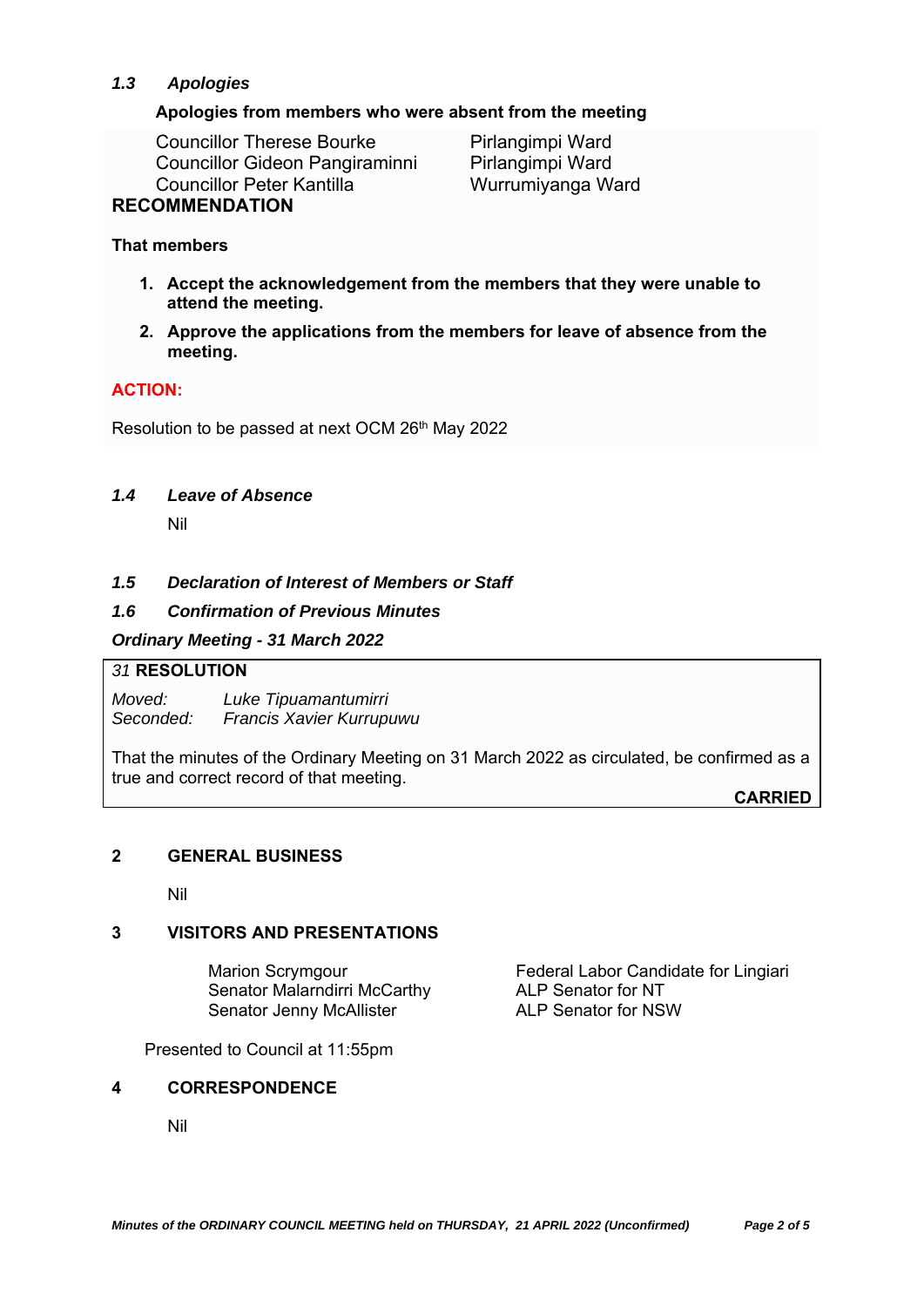### *1.3 Apologies*

**Apologies from members who were absent from the meeting**

| | |
|---|---|
| Councillor Therese Bourke | Pirlangimpi Ward |
| Councillor Gideon Pangiraminni | Pirlangimpi Ward |
| Councillor Peter Kantilla | Wurrumiyanga Ward |

**RECOMMENDATION**

**That members**

1. **Accept the acknowledgement from the members that they were unable to attend the meeting.**
2. **Approve the applications from the members for leave of absence from the meeting.**

**ACTION:**

Resolution to be passed at next OCM 26th May 2022

### *1.4 Leave of Absence*

Nil

### *1.5 Declaration of Interest of Members or Staff*

### *1.6 Confirmation of Previous Minutes*

***Ordinary Meeting - 31 March 2022***

*31* **RESOLUTION**

*Moved:* *Luke Tipuamantumirri*
*Seconded:* *Francis Xavier Kurrupuwu*

That the minutes of the Ordinary Meeting on 31 March 2022 as circulated, be confirmed as a true and correct record of that meeting.

**CARRIED**

## 2 GENERAL BUSINESS

Nil

## 3 VISITORS AND PRESENTATIONS

| | |
|---|---|
| Marion Scrymgour | Federal Labor Candidate for Lingiari |
| Senator Malarndirri McCarthy | ALP Senator for NT |
| Senator Jenny McAllister | ALP Senator for NSW |

Presented to Council at 11:55pm

## 4 CORRESPONDENCE

Nil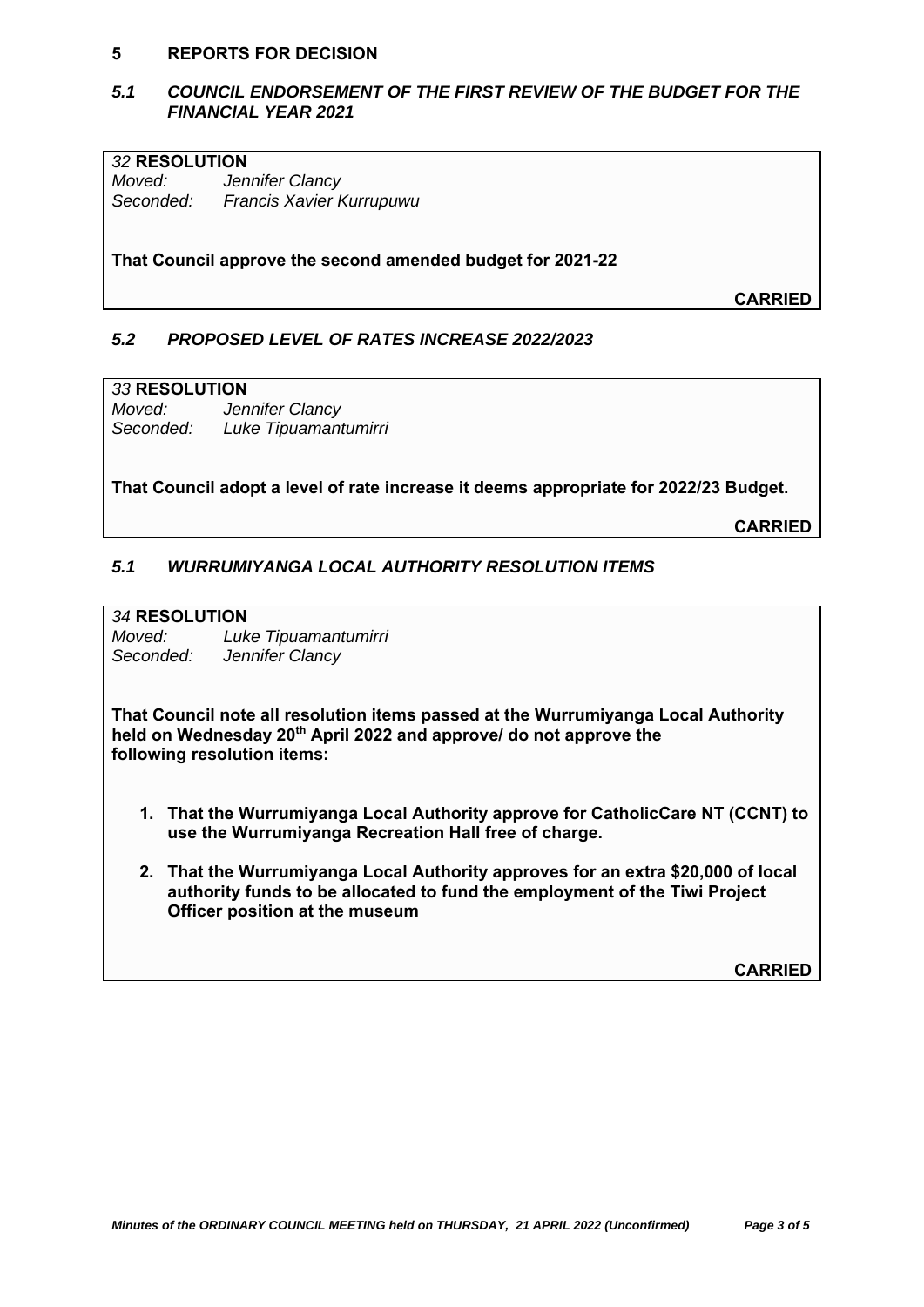## 5 REPORTS FOR DECISION

### *5.1 COUNCIL ENDORSEMENT OF THE FIRST REVIEW OF THE BUDGET FOR THE FINANCIAL YEAR 2021*

*32* **RESOLUTION**
*Moved:* *Jennifer Clancy*
*Seconded:* *Francis Xavier Kurrupuwu*

**That Council approve the second amended budget for 2021-22**

**CARRIED**

### *5.2 PROPOSED LEVEL OF RATES INCREASE 2022/2023*

*33* **RESOLUTION**
*Moved:* *Jennifer Clancy*
*Seconded:* *Luke Tipuamantumirri*

**That Council adopt a level of rate increase it deems appropriate for 2022/23 Budget.**

**CARRIED**

### *5.1 WURRUMIYANGA LOCAL AUTHORITY RESOLUTION ITEMS*

*34* **RESOLUTION**
*Moved:* *Luke Tipuamantumirri*
*Seconded:* *Jennifer Clancy*

**That Council note all resolution items passed at the Wurrumiyanga Local Authority held on Wednesday 20th April 2022 and approve/ do not approve the following resolution items:**

1. **That the Wurrumiyanga Local Authority approve for CatholicCare NT (CCNT) to use the Wurrumiyanga Recreation Hall free of charge.**
2. **That the Wurrumiyanga Local Authority approves for an extra $20,000 of local authority funds to be allocated to fund the employment of the Tiwi Project Officer position at the museum**

**CARRIED**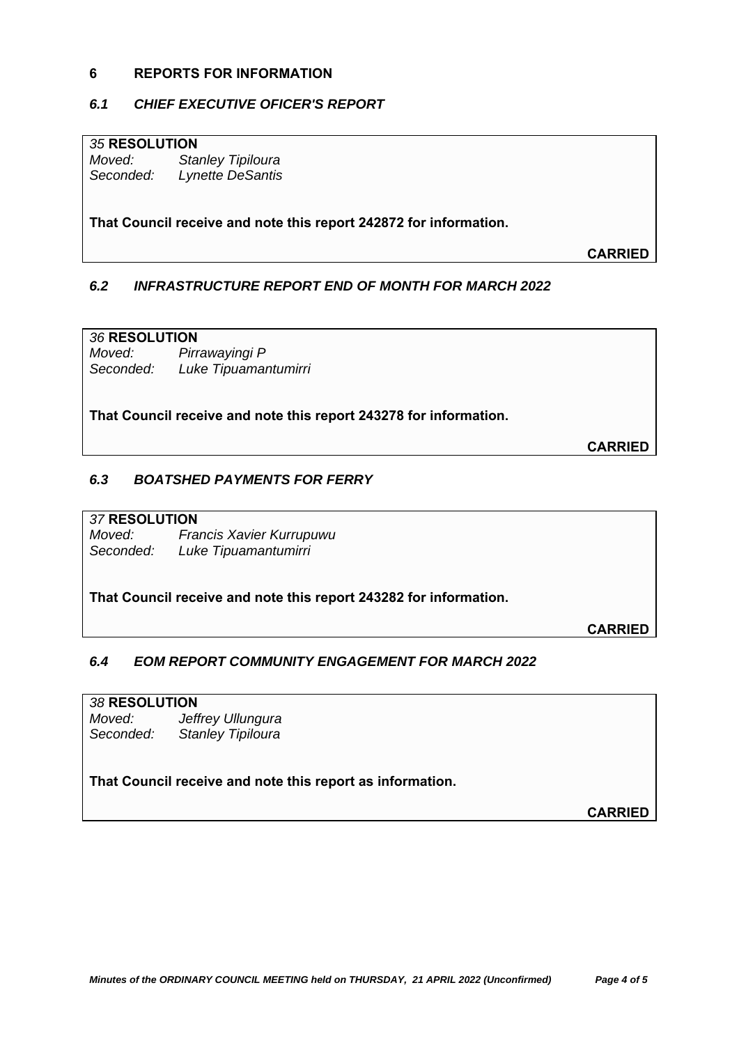## 6 REPORTS FOR INFORMATION

### *6.1 CHIEF EXECUTIVE OFICER'S REPORT*

*35* **RESOLUTION**
*Moved:* *Stanley Tipiloura*
*Seconded:* *Lynette DeSantis*

**That Council receive and note this report 242872 for information.**

**CARRIED**

### *6.2 INFRASTRUCTURE REPORT END OF MONTH FOR MARCH 2022*

*36* **RESOLUTION**
*Moved:* *Pirrawayingi P*
*Seconded:* *Luke Tipuamantumirri*

**That Council receive and note this report 243278 for information.**

**CARRIED**

### *6.3 BOATSHED PAYMENTS FOR FERRY*

*37* **RESOLUTION**
*Moved:* *Francis Xavier Kurrupuwu*
*Seconded:* *Luke Tipuamantumirri*

**That Council receive and note this report 243282 for information.**

**CARRIED**

### *6.4 EOM REPORT COMMUNITY ENGAGEMENT FOR MARCH 2022*

*38* **RESOLUTION**
*Moved:* *Jeffrey Ullungura*
*Seconded:* *Stanley Tipiloura*

**That Council receive and note this report as information.**

**CARRIED**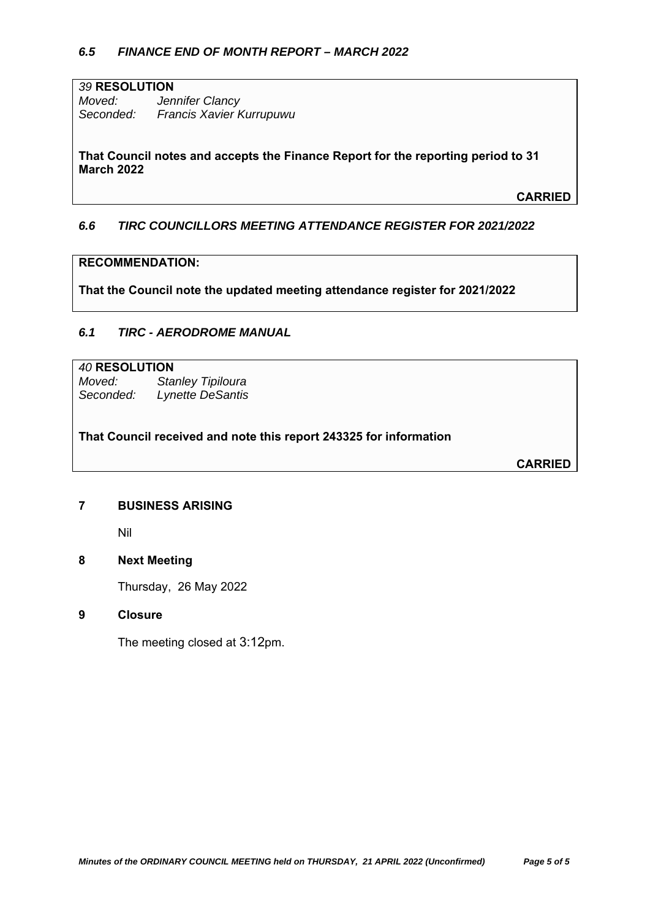### *6.5 FINANCE END OF MONTH REPORT – MARCH 2022*

*39* **RESOLUTION**
*Moved:* *Jennifer Clancy*
*Seconded:* *Francis Xavier Kurrupuwu*

**That Council notes and accepts the Finance Report for the reporting period to 31 March 2022**

**CARRIED**

### *6.6 TIRC COUNCILLORS MEETING ATTENDANCE REGISTER FOR 2021/2022*

**RECOMMENDATION:**

**That the Council note the updated meeting attendance register for 2021/2022**

### *6.1 TIRC - AERODROME MANUAL*

*40* **RESOLUTION**
*Moved:* *Stanley Tipiloura*
*Seconded:* *Lynette DeSantis*

**That Council received and note this report 243325 for information**

**CARRIED**

## 7 BUSINESS ARISING

Nil

## 8 Next Meeting

Thursday, 26 May 2022

## 9 Closure

The meeting closed at 3:12pm.